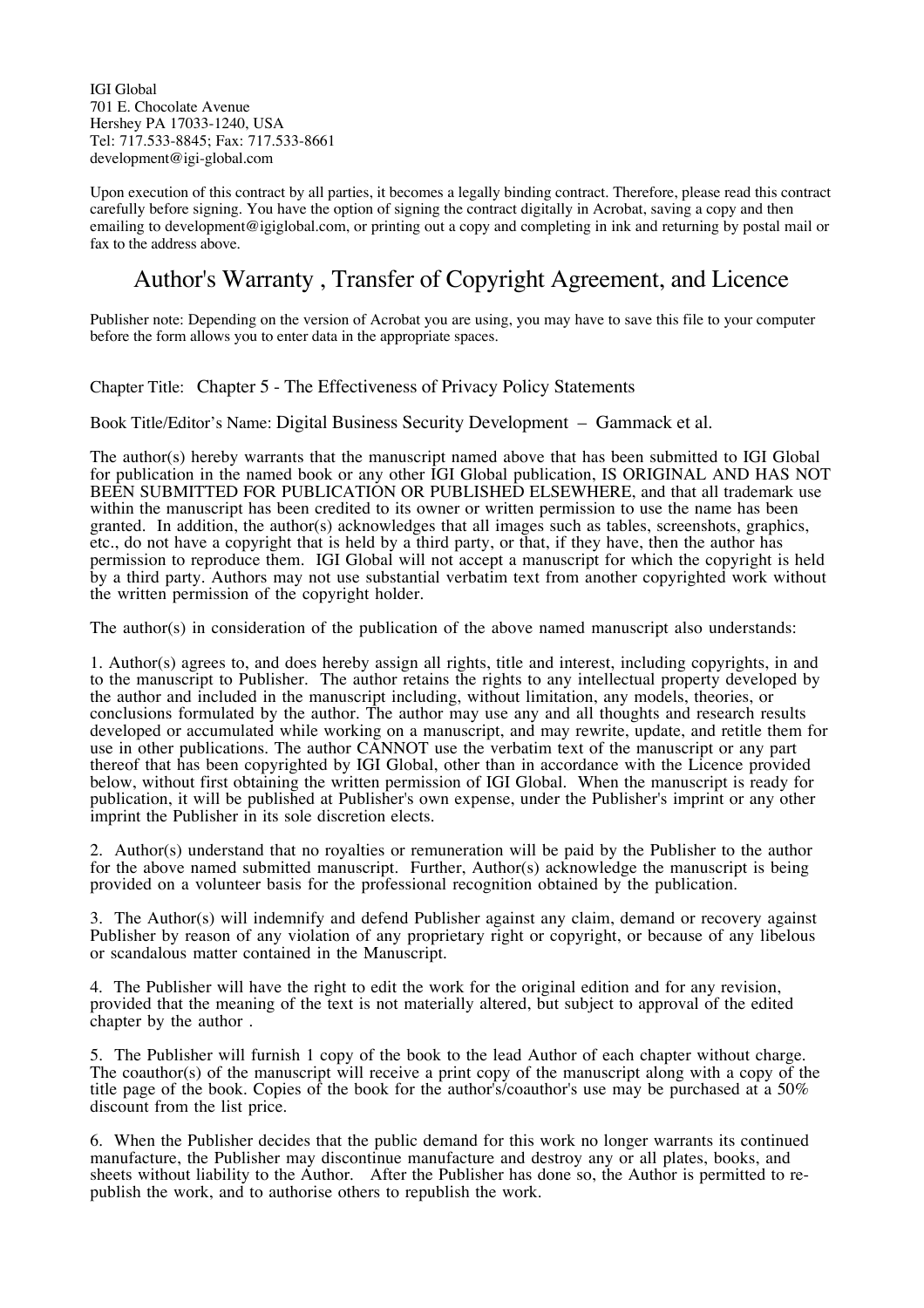IGI Global
701 E. Chocolate Avenue
Hershey PA 17033-1240, USA
Tel: 717.533-8845; Fax: 717.533-8661
development@igi-global.com

Upon execution of this contract by all parties, it becomes a legally binding contract. Therefore, please read this contract carefully before signing. You have the option of signing the contract digitally in Acrobat, saving a copy and then emailing to development@igiglobal.com, or printing out a copy and completing in ink and returning by postal mail or fax to the address above.

# Author's Warranty , Transfer of Copyright Agreement, and Licence

Publisher note: Depending on the version of Acrobat you are using, you may have to save this file to your computer before the form allows you to enter data in the appropriate spaces.

Chapter Title: Chapter 5 - The Effectiveness of Privacy Policy Statements

Book Title/Editor's Name: Digital Business Security Development – Gammack et al.

The author(s) hereby warrants that the manuscript named above that has been submitted to IGI Global for publication in the named book or any other IGI Global publication, IS ORIGINAL AND HAS NOT BEEN SUBMITTED FOR PUBLICATION OR PUBLISHED ELSEWHERE, and that all trademark use within the manuscript has been credited to its owner or written permission to use the name has been granted. In addition, the author(s) acknowledges that all images such as tables, screenshots, graphics, etc., do not have a copyright that is held by a third party, or that, if they have, then the author has permission to reproduce them. IGI Global will not accept a manuscript for which the copyright is held by a third party. Authors may not use substantial verbatim text from another copyrighted work without the written permission of the copyright holder.

The author(s) in consideration of the publication of the above named manuscript also understands:

1. Author(s) agrees to, and does hereby assign all rights, title and interest, including copyrights, in and to the manuscript to Publisher. The author retains the rights to any intellectual property developed by the author and included in the manuscript including, without limitation, any models, theories, or conclusions formulated by the author. The author may use any and all thoughts and research results developed or accumulated while working on a manuscript, and may rewrite, update, and retitle them for use in other publications. The author CANNOT use the verbatim text of the manuscript or any part thereof that has been copyrighted by IGI Global, other than in accordance with the Licence provided below, without first obtaining the written permission of IGI Global. When the manuscript is ready for publication, it will be published at Publisher's own expense, under the Publisher's imprint or any other imprint the Publisher in its sole discretion elects.

2. Author(s) understand that no royalties or remuneration will be paid by the Publisher to the author for the above named submitted manuscript. Further, Author(s) acknowledge the manuscript is being provided on a volunteer basis for the professional recognition obtained by the publication.

3. The Author(s) will indemnify and defend Publisher against any claim, demand or recovery against Publisher by reason of any violation of any proprietary right or copyright, or because of any libelous or scandalous matter contained in the Manuscript.

4. The Publisher will have the right to edit the work for the original edition and for any revision, provided that the meaning of the text is not materially altered, but subject to approval of the edited chapter by the author .

5. The Publisher will furnish 1 copy of the book to the lead Author of each chapter without charge. The coauthor(s) of the manuscript will receive a print copy of the manuscript along with a copy of the title page of the book. Copies of the book for the author's/coauthor's use may be purchased at a 50% discount from the list price.

6. When the Publisher decides that the public demand for this work no longer warrants its continued manufacture, the Publisher may discontinue manufacture and destroy any or all plates, books, and sheets without liability to the Author. After the Publisher has done so, the Author is permitted to re-publish the work, and to authorise others to republish the work.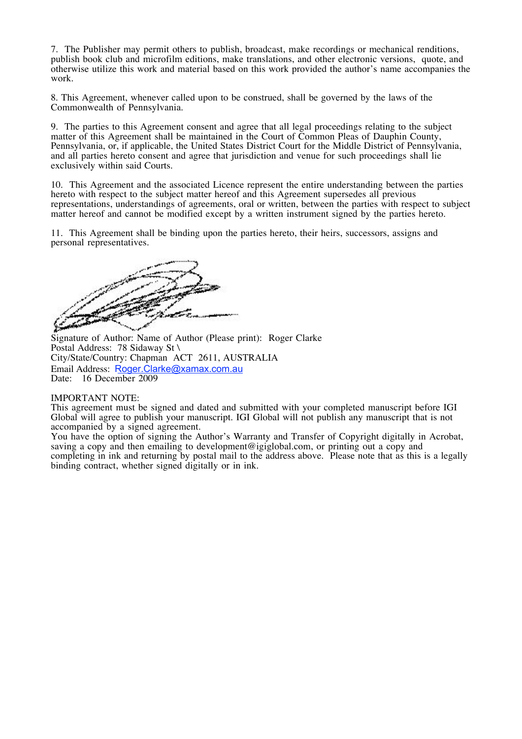7. The Publisher may permit others to publish, broadcast, make recordings or mechanical renditions, publish book club and microfilm editions, make translations, and other electronic versions, quote, and otherwise utilize this work and material based on this work provided the author's name accompanies the work.

8. This Agreement, whenever called upon to be construed, shall be governed by the laws of the Commonwealth of Pennsylvania.

9. The parties to this Agreement consent and agree that all legal proceedings relating to the subject matter of this Agreement shall be maintained in the Court of Common Pleas of Dauphin County, Pennsylvania, or, if applicable, the United States District Court for the Middle District of Pennsylvania, and all parties hereto consent and agree that jurisdiction and venue for such proceedings shall lie exclusively within said Courts.

10. This Agreement and the associated Licence represent the entire understanding between the parties hereto with respect to the subject matter hereof and this Agreement supersedes all previous representations, understandings of agreements, oral or written, between the parties with respect to subject matter hereof and cannot be modified except by a written instrument signed by the parties hereto.

11. This Agreement shall be binding upon the parties hereto, their heirs, successors, assigns and personal representatives.

Signature of Author: Name of Author (Please print): Roger Clarke
Postal Address: 78 Sidaway St \
City/State/Country: Chapman ACT 2611, AUSTRALIA
Email Address: Roger.Clarke@xamax.com.au
Date: 16 December 2009

IMPORTANT NOTE:
This agreement must be signed and dated and submitted with your completed manuscript before IGI Global will agree to publish your manuscript. IGI Global will not publish any manuscript that is not accompanied by a signed agreement.
You have the option of signing the Author's Warranty and Transfer of Copyright digitally in Acrobat, saving a copy and then emailing to development@igiglobal.com, or printing out a copy and completing in ink and returning by postal mail to the address above. Please note that as this is a legally binding contract, whether signed digitally or in ink.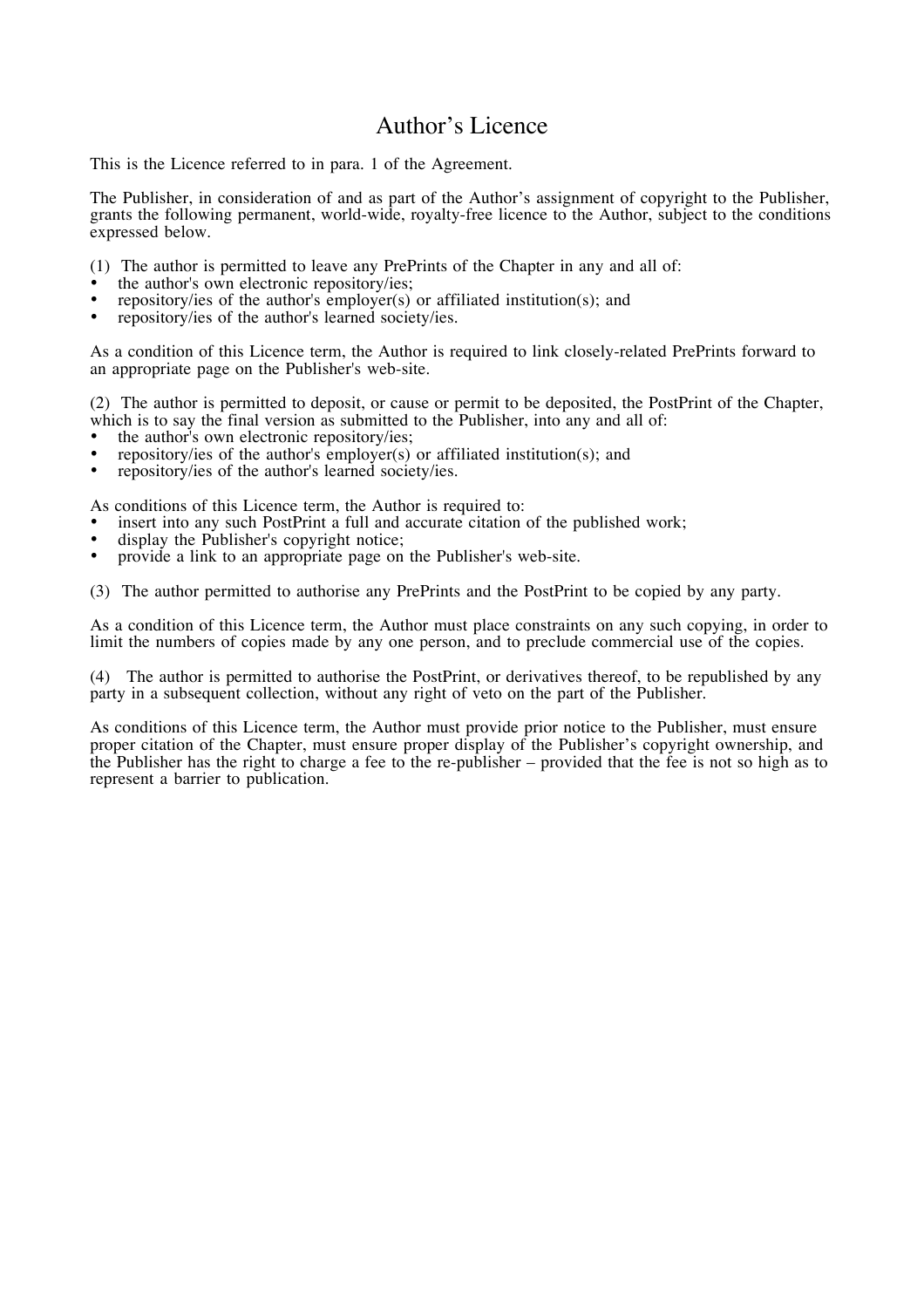# Author’s Licence

This is the Licence referred to in para. 1 of the Agreement.

The Publisher, in consideration of and as part of the Author’s assignment of copyright to the Publisher, grants the following permanent, world-wide, royalty-free licence to the Author, subject to the conditions expressed below.

(1) The author is permitted to leave any PrePrints of the Chapter in any and all of:

- the author's own electronic repository/ies;
- repository/ies of the author's employer(s) or affiliated institution(s); and
- repository/ies of the author's learned society/ies.

As a condition of this Licence term, the Author is required to link closely-related PrePrints forward to an appropriate page on the Publisher's web-site.

(2) The author is permitted to deposit, or cause or permit to be deposited, the PostPrint of the Chapter, which is to say the final version as submitted to the Publisher, into any and all of:

- the author's own electronic repository/ies;
- repository/ies of the author's employer(s) or affiliated institution(s); and
- repository/ies of the author's learned society/ies.

As conditions of this Licence term, the Author is required to:

- insert into any such PostPrint a full and accurate citation of the published work;
- display the Publisher's copyright notice;
- provide a link to an appropriate page on the Publisher's web-site.

(3) The author permitted to authorise any PrePrints and the PostPrint to be copied by any party.

As a condition of this Licence term, the Author must place constraints on any such copying, in order to limit the numbers of copies made by any one person, and to preclude commercial use of the copies.

(4) The author is permitted to authorise the PostPrint, or derivatives thereof, to be republished by any party in a subsequent collection, without any right of veto on the part of the Publisher.

As conditions of this Licence term, the Author must provide prior notice to the Publisher, must ensure proper citation of the Chapter, must ensure proper display of the Publisher’s copyright ownership, and the Publisher has the right to charge a fee to the re-publisher – provided that the fee is not so high as to represent a barrier to publication.